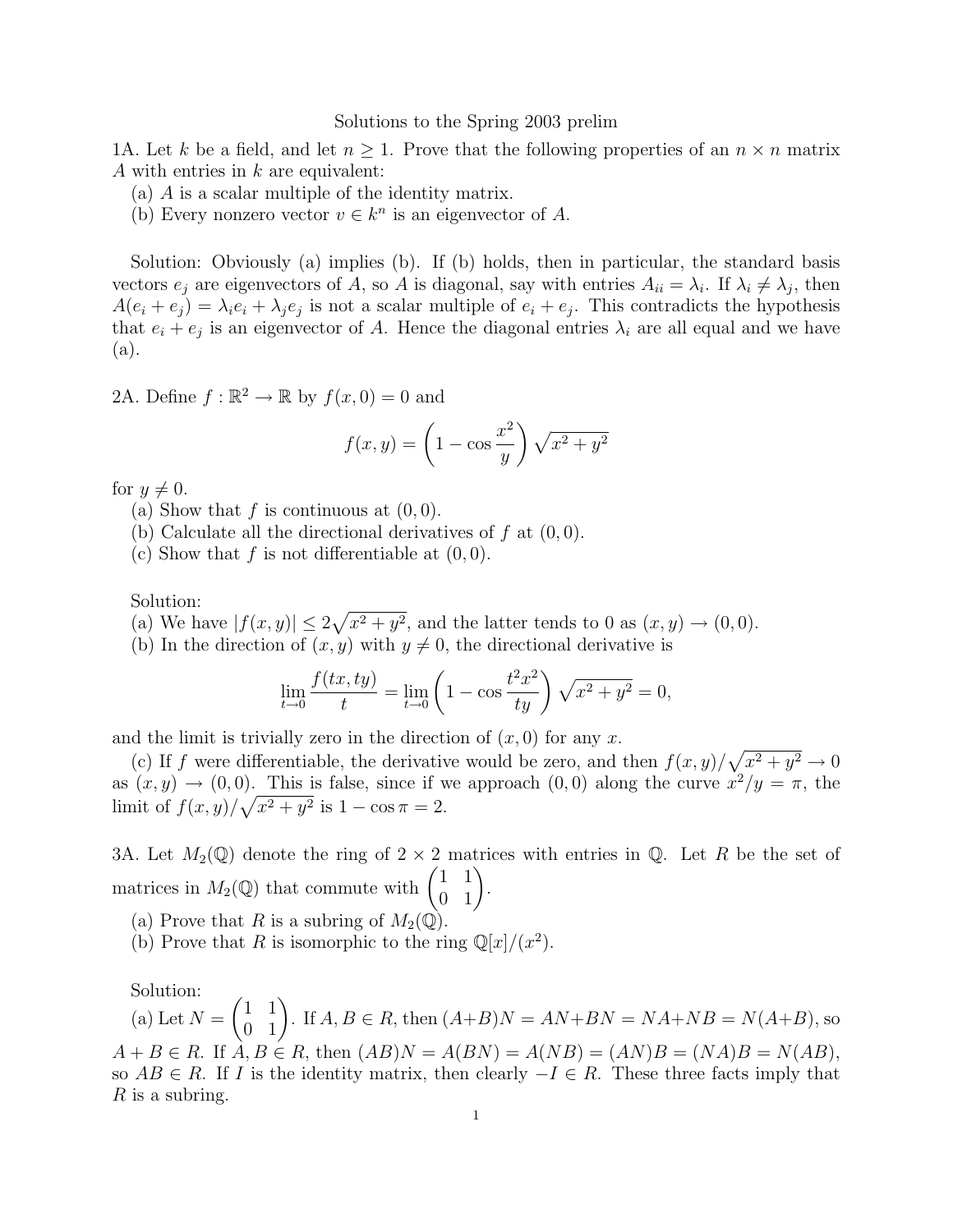Solutions to the Spring 2003 prelim

1A. Let $k$ be a field, and let $n \geq 1$. Prove that the following properties of an $n \times n$ matrix $A$ with entries in $k$ are equivalent:

(a) $A$ is a scalar multiple of the identity matrix.

(b) Every nonzero vector $v \in k^n$ is an eigenvector of $A$.

Solution: Obviously (a) implies (b). If (b) holds, then in particular, the standard basis vectors $e_j$ are eigenvectors of $A$, so $A$ is diagonal, say with entries $A_{ii} = \lambda_i$. If $\lambda_i \neq \lambda_j$, then $A(e_i + e_j) = \lambda_i e_i + \lambda_j e_j$ is not a scalar multiple of $e_i + e_j$. This contradicts the hypothesis that $e_i + e_j$ is an eigenvector of $A$. Hence the diagonal entries $\lambda_i$ are all equal and we have (a).

2A. Define $f : \mathbb{R}^2 \to \mathbb{R}$ by $f(x, 0) = 0$ and

$$f(x,y) = \left(1 - \cos \frac{x^2}{y}\right) \sqrt{x^2 + y^2}$$

for $y \neq 0$.

(a) Show that $f$ is continuous at $(0, 0)$.

(b) Calculate all the directional derivatives of $f$ at $(0, 0)$.

(c) Show that $f$ is not differentiable at $(0, 0)$.

Solution:

(a) We have $|f(x, y)| \leq 2\sqrt{x^2 + y^2}$, and the latter tends to 0 as $(x, y) \to (0, 0)$.

(b) In the direction of $(x, y)$ with $y \neq 0$, the directional derivative is

$$\lim_{t\to 0} \frac{f(tx, ty)}{t} = \lim_{t\to 0} \left(1 - \cos \frac{t^2x^2}{ty}\right) \sqrt{x^2 + y^2} = 0,$$

and the limit is trivially zero in the direction of $(x, 0)$ for any $x$.

(c) If $f$ were differentiable, the derivative would be zero, and then $f(x, y)/\sqrt{x^2 + y^2} \to 0$ as $(x, y) \to (0, 0)$. This is false, since if we approach $(0, 0)$ along the curve $x^2/y = \pi$, the limit of $f(x, y)/\sqrt{x^2 + y^2}$ is $1 - \cos \pi = 2$.

3A. Let $M_2(\mathbb{Q})$ denote the ring of $2 \times 2$ matrices with entries in $\mathbb{Q}$. Let $R$ be the set of matrices in $M_2(\mathbb{Q})$ that commute with $\begin{pmatrix} 1 & 1 \\ 0 & 1 \end{pmatrix}$.

(a) Prove that $R$ is a subring of $M_2(\mathbb{Q})$.

(b) Prove that $R$ is isomorphic to the ring $\mathbb{Q}[x]/(x^2)$.

Solution:

(a) Let $N = \begin{pmatrix} 1 & 1 \\ 0 & 1 \end{pmatrix}$. If $A, B \in R$, then $(A+B)N = AN+BN = NA+NB = N(A+B)$, so $A + B \in R$. If $A, B \in R$, then $(AB)N = A(BN) = A(NB) = (AN)B = (NA)B = N(AB)$, so $AB \in R$. If $I$ is the identity matrix, then clearly $-I \in R$. These three facts imply that $R$ is a subring.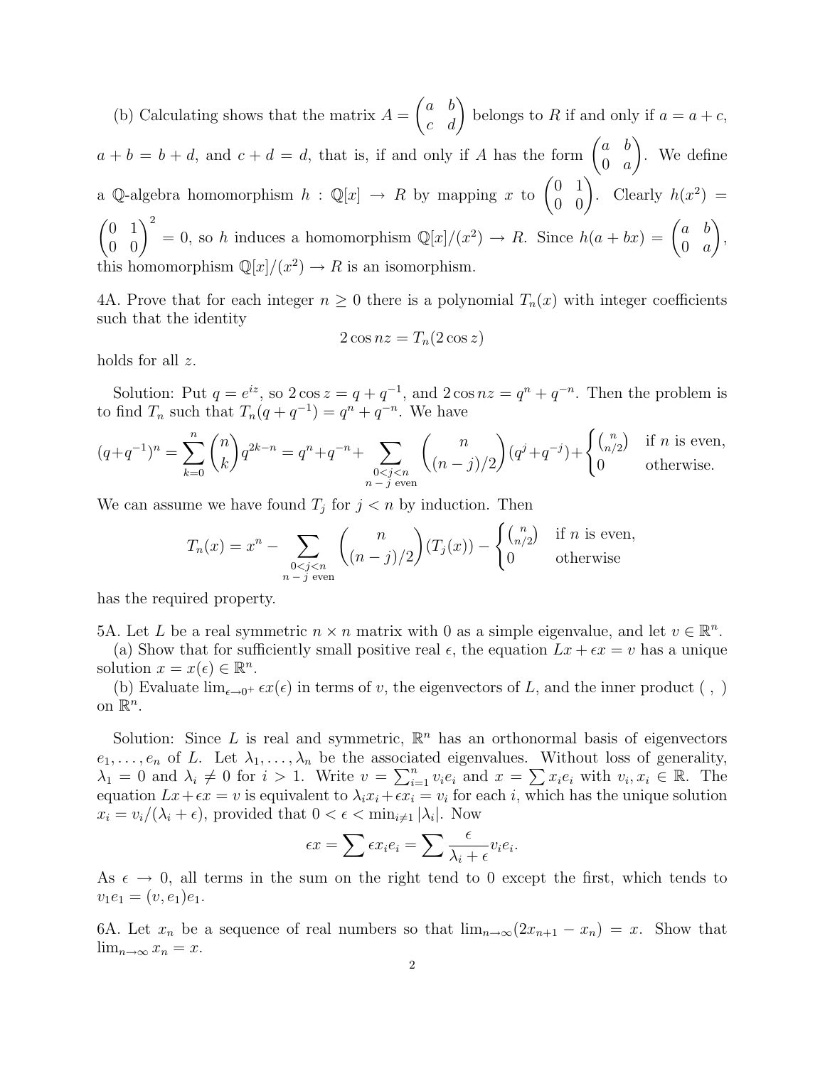(b) Calculating shows that the matrix $A = \begin{pmatrix} a & b \\ c & d \end{pmatrix}$ belongs to $R$ if and only if $a = a + c$, $a + b = b + d$, and $c + d = d$, that is, if and only if $A$ has the form $\begin{pmatrix} a & b \\ 0 & a \end{pmatrix}$. We define a $\mathbb{Q}$-algebra homomorphism $h : \mathbb{Q}[x] \to R$ by mapping $x$ to $\begin{pmatrix} 0 & 1 \\ 0 & 0 \end{pmatrix}$. Clearly $h(x^2) = \begin{pmatrix} 0 & 1 \\ 0 & 0 \end{pmatrix}^2 = 0$, so $h$ induces a homomorphism $\mathbb{Q}[x]/(x^2) \to R$. Since $h(a + bx) = \begin{pmatrix} a & b \\ 0 & a \end{pmatrix}$, this homomorphism $\mathbb{Q}[x]/(x^2) \to R$ is an isomorphism.

4A. Prove that for each integer $n \geq 0$ there is a polynomial $T_n(x)$ with integer coefficients such that the identity

$$2 \cos nz = T_n(2 \cos z)$$

holds for all $z$.

Solution: Put $q = e^{iz}$, so $2 \cos z = q + q^{-1}$, and $2 \cos nz = q^n + q^{-n}$. Then the problem is to find $T_n$ such that $T_n(q + q^{-1}) = q^n + q^{-n}$. We have

$$(q+q^{-1})^n = \sum_{k=0}^{n} \binom{n}{k} q^{2k-n} = q^n + q^{-n} + \sum_{\substack{0<j<n \\ n-j \text{ even}}} \binom{n}{(n-j)/2} (q^j + q^{-j}) + \begin{cases} \binom{n}{n/2} & \text{if } n \text{ is even,} \\ 0 & \text{otherwise.} \end{cases}$$

We can assume we have found $T_j$ for $j < n$ by induction. Then

$$T_n(x) = x^n - \sum_{\substack{0<j<n \\ n-j \text{ even}}} \binom{n}{(n-j)/2} (T_j(x)) - \begin{cases} \binom{n}{n/2} & \text{if } n \text{ is even,} \\ 0 & \text{otherwise} \end{cases}$$

has the required property.

5A. Let $L$ be a real symmetric $n \times n$ matrix with 0 as a simple eigenvalue, and let $v \in \mathbb{R}^n$.

(a) Show that for sufficiently small positive real $\epsilon$, the equation $Lx + \epsilon x = v$ has a unique solution $x = x(\epsilon) \in \mathbb{R}^n$.

(b) Evaluate $\lim_{\epsilon \to 0^+} \epsilon x(\epsilon)$ in terms of $v$, the eigenvectors of $L$, and the inner product $( \, , \, )$ on $\mathbb{R}^n$.

Solution: Since $L$ is real and symmetric, $\mathbb{R}^n$ has an orthonormal basis of eigenvectors $e_1, \ldots, e_n$ of $L$. Let $\lambda_1, \ldots, \lambda_n$ be the associated eigenvalues. Without loss of generality, $\lambda_1 = 0$ and $\lambda_i \neq 0$ for $i > 1$. Write $v = \sum_{i=1}^n v_i e_i$ and $x = \sum x_i e_i$ with $v_i, x_i \in \mathbb{R}$. The equation $Lx + \epsilon x = v$ is equivalent to $\lambda_i x_i + \epsilon x_i = v_i$ for each $i$, which has the unique solution $x_i = v_i/(\lambda_i + \epsilon)$, provided that $0 < \epsilon < \min_{i \neq 1} |\lambda_i|$. Now

$$\epsilon x = \sum \epsilon x_i e_i = \sum \frac{\epsilon}{\lambda_i + \epsilon} v_i e_i.$$

As $\epsilon \to 0$, all terms in the sum on the right tend to 0 except the first, which tends to $v_1 e_1 = (v, e_1) e_1$.

6A. Let $x_n$ be a sequence of real numbers so that $\lim_{n \to \infty} (2x_{n+1} - x_n) = x$. Show that $\lim_{n \to \infty} x_n = x$.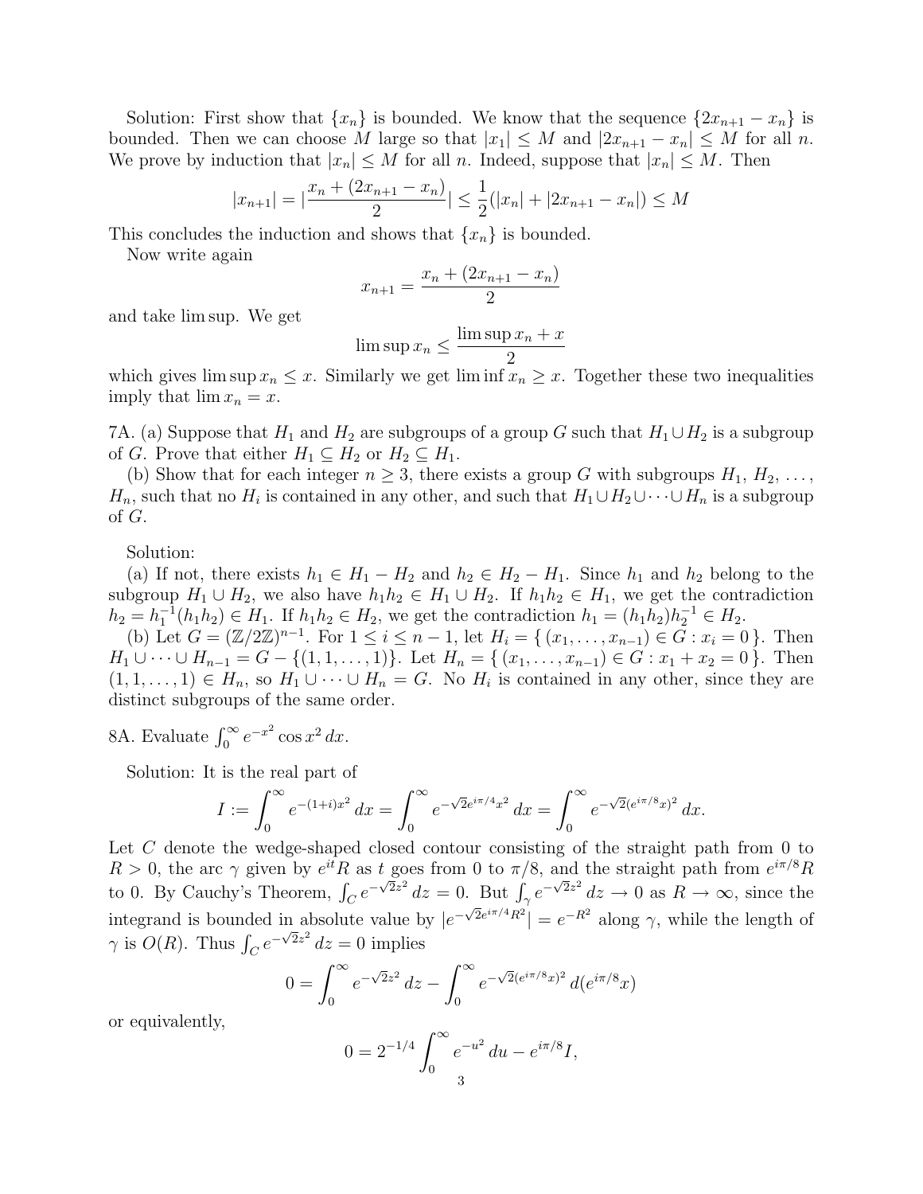Solution: First show that $\{x_n\}$ is bounded. We know that the sequence $\{2x_{n+1} - x_n\}$ is bounded. Then we can choose $M$ large so that $|x_1| \le M$ and $|2x_{n+1} - x_n| \le M$ for all $n$. We prove by induction that $|x_n| \le M$ for all $n$. Indeed, suppose that $|x_n| \le M$. Then

$$|x_{n+1}| = |\frac{x_n + (2x_{n+1} - x_n)}{2}| \le \frac{1}{2}(|x_n| + |2x_{n+1} - x_n|) \le M$$

This concludes the induction and shows that $\{x_n\}$ is bounded.

Now write again

$$x_{n+1} = \frac{x_n + (2x_{n+1} - x_n)}{2}$$

and take lim sup. We get

$$\limsup x_n \le \frac{\limsup x_n + x}{2}$$

which gives $\limsup x_n \le x$. Similarly we get $\liminf x_n \ge x$. Together these two inequalities imply that $\lim x_n = x$.

7A. (a) Suppose that $H_1$ and $H_2$ are subgroups of a group $G$ such that $H_1 \cup H_2$ is a subgroup of $G$. Prove that either $H_1 \subseteq H_2$ or $H_2 \subseteq H_1$.

(b) Show that for each integer $n \ge 3$, there exists a group $G$ with subgroups $H_1, H_2, \ldots, H_n$, such that no $H_i$ is contained in any other, and such that $H_1 \cup H_2 \cup \cdots \cup H_n$ is a subgroup of $G$.

Solution:

(a) If not, there exists $h_1 \in H_1 - H_2$ and $h_2 \in H_2 - H_1$. Since $h_1$ and $h_2$ belong to the subgroup $H_1 \cup H_2$, we also have $h_1 h_2 \in H_1 \cup H_2$. If $h_1 h_2 \in H_1$, we get the contradiction $h_2 = h_1^{-1}(h_1 h_2) \in H_1$. If $h_1 h_2 \in H_2$, we get the contradiction $h_1 = (h_1 h_2) h_2^{-1} \in H_2$.

(b) Let $G = (\mathbb{Z}/2\mathbb{Z})^{n-1}$. For $1 \le i \le n-1$, let $H_i = \{ (x_1, \ldots, x_{n-1}) \in G : x_i = 0 \}$. Then $H_1 \cup \cdots \cup H_{n-1} = G - \{(1, 1, \ldots, 1)\}$. Let $H_n = \{ (x_1, \ldots, x_{n-1}) \in G : x_1 + x_2 = 0 \}$. Then $(1, 1, \ldots, 1) \in H_n$, so $H_1 \cup \cdots \cup H_n = G$. No $H_i$ is contained in any other, since they are distinct subgroups of the same order.

8A. Evaluate $\int_0^\infty e^{-x^2} \cos x^2 \, dx$.

Solution: It is the real part of

$$I := \int_0^\infty e^{-(1+i)x^2} \, dx = \int_0^\infty e^{-\sqrt{2} e^{i\pi/4} x^2} \, dx = \int_0^\infty e^{-\sqrt{2}(e^{i\pi/8} x)^2} \, dx.$$

Let $C$ denote the wedge-shaped closed contour consisting of the straight path from 0 to $R > 0$, the arc $\gamma$ given by $e^{it} R$ as $t$ goes from 0 to $\pi/8$, and the straight path from $e^{i\pi/8} R$ to 0. By Cauchy's Theorem, $\int_C e^{-\sqrt{2} z^2} \, dz = 0$. But $\int_\gamma e^{-\sqrt{2} z^2} \, dz \to 0$ as $R \to \infty$, since the integrand is bounded in absolute value by $|e^{-\sqrt{2} e^{i\pi/4} R^2}| = e^{-R^2}$ along $\gamma$, while the length of $\gamma$ is $O(R)$. Thus $\int_C e^{-\sqrt{2} z^2} \, dz = 0$ implies

$$0 = \int_0^\infty e^{-\sqrt{2} z^2} \, dz - \int_0^\infty e^{-\sqrt{2}(e^{i\pi/8} x)^2} \, d(e^{i\pi/8} x)$$

or equivalently,

$$0 = 2^{-1/4} \int_0^\infty e^{-u^2} \, du - e^{i\pi/8} I,$$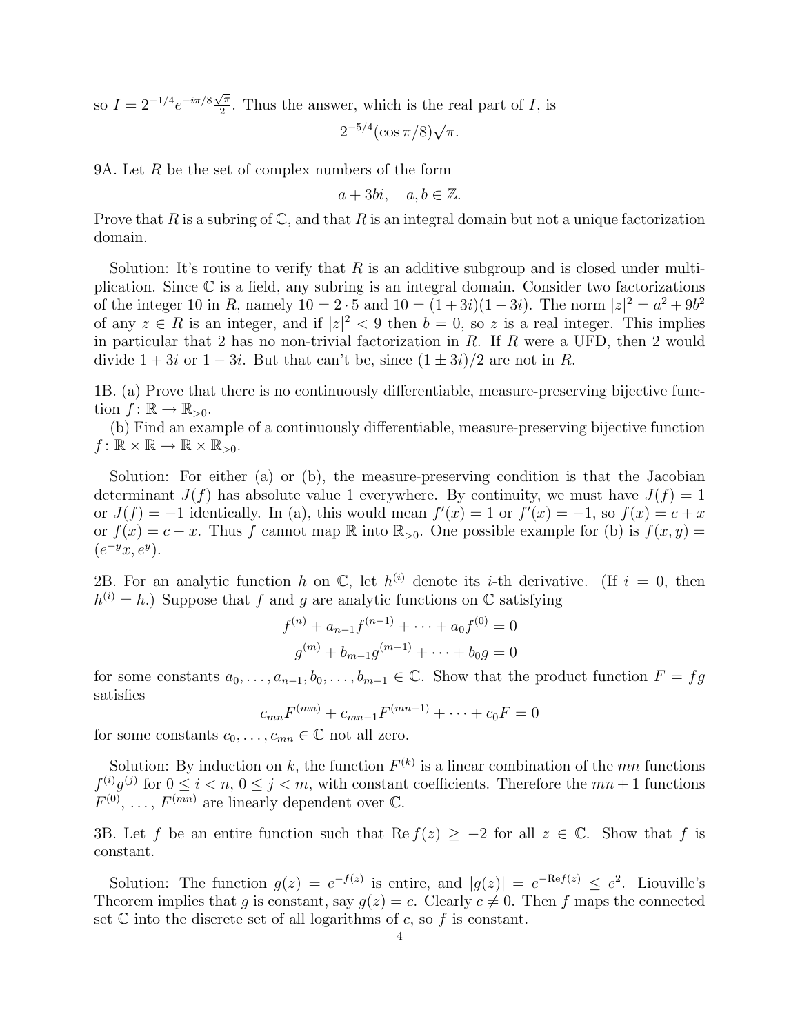so $I = 2^{-1/4}e^{-i\pi/8}\frac{\sqrt{\pi}}{2}$. Thus the answer, which is the real part of $I$, is

$$2^{-5/4}(\cos \pi/8)\sqrt{\pi}.$$

9A. Let $R$ be the set of complex numbers of the form

$$a + 3bi, \quad a, b \in \mathbb{Z}.$$

Prove that $R$ is a subring of $\mathbb{C}$, and that $R$ is an integral domain but not a unique factorization domain.

Solution: It's routine to verify that $R$ is an additive subgroup and is closed under multiplication. Since $\mathbb{C}$ is a field, any subring is an integral domain. Consider two factorizations of the integer 10 in $R$, namely $10 = 2 \cdot 5$ and $10 = (1+3i)(1-3i)$. The norm $|z|^2 = a^2 + 9b^2$ of any $z \in R$ is an integer, and if $|z|^2 < 9$ then $b = 0$, so $z$ is a real integer. This implies in particular that 2 has no non-trivial factorization in $R$. If $R$ were a UFD, then 2 would divide $1 + 3i$ or $1 - 3i$. But that can't be, since $(1 \pm 3i)/2$ are not in $R$.

1B. (a) Prove that there is no continuously differentiable, measure-preserving bijective function $f \colon \mathbb{R} \to \mathbb{R}_{>0}$.

(b) Find an example of a continuously differentiable, measure-preserving bijective function $f \colon \mathbb{R} \times \mathbb{R} \to \mathbb{R} \times \mathbb{R}_{>0}$.

Solution: For either (a) or (b), the measure-preserving condition is that the Jacobian determinant $J(f)$ has absolute value 1 everywhere. By continuity, we must have $J(f) = 1$ or $J(f) = -1$ identically. In (a), this would mean $f'(x) = 1$ or $f'(x) = -1$, so $f(x) = c + x$ or $f(x) = c - x$. Thus $f$ cannot map $\mathbb{R}$ into $\mathbb{R}_{>0}$. One possible example for (b) is $f(x, y) = (e^{-y}x, e^y)$.

2B. For an analytic function $h$ on $\mathbb{C}$, let $h^{(i)}$ denote its $i$-th derivative. (If $i = 0$, then $h^{(i)} = h$.) Suppose that $f$ and $g$ are analytic functions on $\mathbb{C}$ satisfying

$$f^{(n)} + a_{n-1}f^{(n-1)} + \cdots + a_0 f^{(0)} = 0$$
$$g^{(m)} + b_{m-1}g^{(m-1)} + \cdots + b_0 g = 0$$

for some constants $a_0, \ldots, a_{n-1}, b_0, \ldots, b_{m-1} \in \mathbb{C}$. Show that the product function $F = fg$ satisfies

$$c_{mn}F^{(mn)} + c_{mn-1}F^{(mn-1)} + \cdots + c_0 F = 0$$

for some constants $c_0, \ldots, c_{mn} \in \mathbb{C}$ not all zero.

Solution: By induction on $k$, the function $F^{(k)}$ is a linear combination of the $mn$ functions $f^{(i)}g^{(j)}$ for $0 \le i < n$, $0 \le j < m$, with constant coefficients. Therefore the $mn + 1$ functions $F^{(0)}, \ldots, F^{(mn)}$ are linearly dependent over $\mathbb{C}$.

3B. Let $f$ be an entire function such that $\operatorname{Re} f(z) \ge -2$ for all $z \in \mathbb{C}$. Show that $f$ is constant.

Solution: The function $g(z) = e^{-f(z)}$ is entire, and $|g(z)| = e^{-\operatorname{Re} f(z)} \le e^2$. Liouville's Theorem implies that $g$ is constant, say $g(z) = c$. Clearly $c \ne 0$. Then $f$ maps the connected set $\mathbb{C}$ into the discrete set of all logarithms of $c$, so $f$ is constant.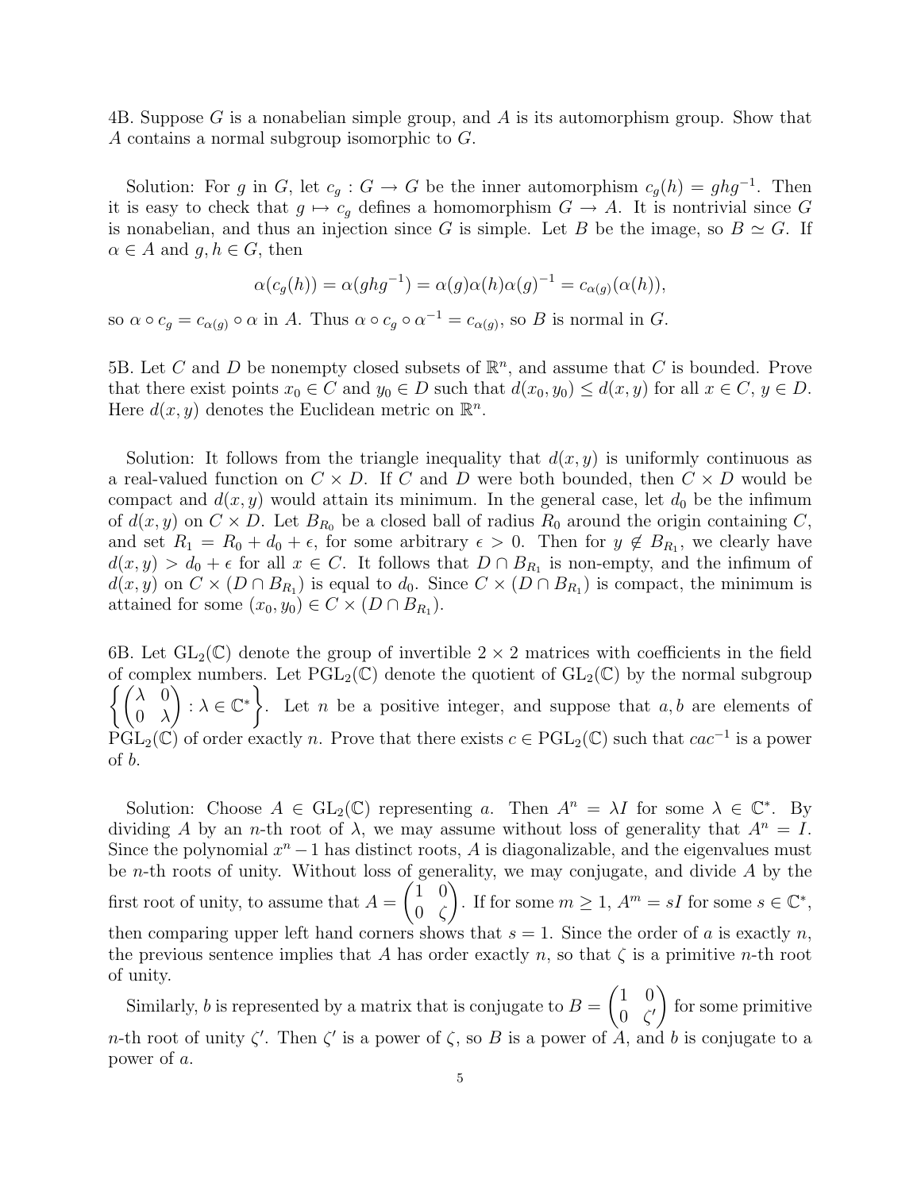4B. Suppose $G$ is a nonabelian simple group, and $A$ is its automorphism group. Show that $A$ contains a normal subgroup isomorphic to $G$.

Solution: For $g$ in $G$, let $c_g : G \to G$ be the inner automorphism $c_g(h) = ghg^{-1}$. Then it is easy to check that $g \mapsto c_g$ defines a homomorphism $G \to A$. It is nontrivial since $G$ is nonabelian, and thus an injection since $G$ is simple. Let $B$ be the image, so $B \simeq G$. If $\alpha \in A$ and $g, h \in G$, then

$$\alpha(c_g(h)) = \alpha(ghg^{-1}) = \alpha(g)\alpha(h)\alpha(g)^{-1} = c_{\alpha(g)}(\alpha(h)),$$

so $\alpha \circ c_g = c_{\alpha(g)} \circ \alpha$ in $A$. Thus $\alpha \circ c_g \circ \alpha^{-1} = c_{\alpha(g)}$, so $B$ is normal in $G$.

5B. Let $C$ and $D$ be nonempty closed subsets of $\mathbb{R}^n$, and assume that $C$ is bounded. Prove that there exist points $x_0 \in C$ and $y_0 \in D$ such that $d(x_0, y_0) \leq d(x, y)$ for all $x \in C$, $y \in D$. Here $d(x, y)$ denotes the Euclidean metric on $\mathbb{R}^n$.

Solution: It follows from the triangle inequality that $d(x, y)$ is uniformly continuous as a real-valued function on $C \times D$. If $C$ and $D$ were both bounded, then $C \times D$ would be compact and $d(x, y)$ would attain its minimum. In the general case, let $d_0$ be the infimum of $d(x, y)$ on $C \times D$. Let $B_{R_0}$ be a closed ball of radius $R_0$ around the origin containing $C$, and set $R_1 = R_0 + d_0 + \epsilon$, for some arbitrary $\epsilon > 0$. Then for $y \notin B_{R_1}$, we clearly have $d(x, y) > d_0 + \epsilon$ for all $x \in C$. It follows that $D \cap B_{R_1}$ is non-empty, and the infimum of $d(x, y)$ on $C \times (D \cap B_{R_1})$ is equal to $d_0$. Since $C \times (D \cap B_{R_1})$ is compact, the minimum is attained for some $(x_0, y_0) \in C \times (D \cap B_{R_1})$.

6B. Let $\mathrm{GL}_2(\mathbb{C})$ denote the group of invertible $2 \times 2$ matrices with coefficients in the field of complex numbers. Let $\mathrm{PGL}_2(\mathbb{C})$ denote the quotient of $\mathrm{GL}_2(\mathbb{C})$ by the normal subgroup $\left\{ \begin{pmatrix} \lambda & 0 \\ 0 & \lambda \end{pmatrix} : \lambda \in \mathbb{C}^* \right\}$. Let $n$ be a positive integer, and suppose that $a, b$ are elements of $\mathrm{PGL}_2(\mathbb{C})$ of order exactly $n$. Prove that there exists $c \in \mathrm{PGL}_2(\mathbb{C})$ such that $cac^{-1}$ is a power of $b$.

Solution: Choose $A \in \mathrm{GL}_2(\mathbb{C})$ representing $a$. Then $A^n = \lambda I$ for some $\lambda \in \mathbb{C}^*$. By dividing $A$ by an $n$-th root of $\lambda$, we may assume without loss of generality that $A^n = I$. Since the polynomial $x^n - 1$ has distinct roots, $A$ is diagonalizable, and the eigenvalues must be $n$-th roots of unity. Without loss of generality, we may conjugate, and divide $A$ by the first root of unity, to assume that $A = \begin{pmatrix} 1 & 0 \\ 0 & \zeta \end{pmatrix}$. If for some $m \geq 1$, $A^m = sI$ for some $s \in \mathbb{C}^*$, then comparing upper left hand corners shows that $s = 1$. Since the order of $a$ is exactly $n$, the previous sentence implies that $A$ has order exactly $n$, so that $\zeta$ is a primitive $n$-th root of unity.

Similarly, $b$ is represented by a matrix that is conjugate to $B = \begin{pmatrix} 1 & 0 \\ 0 & \zeta' \end{pmatrix}$ for some primitive $n$-th root of unity $\zeta'$. Then $\zeta'$ is a power of $\zeta$, so $B$ is a power of $A$, and $b$ is conjugate to a power of $a$.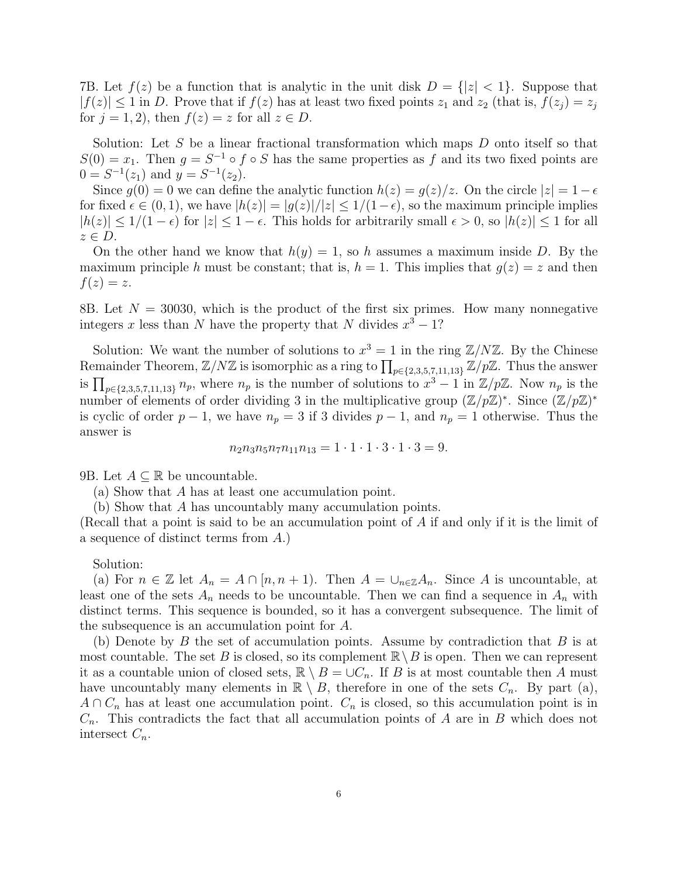7B. Let $f(z)$ be a function that is analytic in the unit disk $D = \{|z| < 1\}$. Suppose that $|f(z)| \le 1$ in $D$. Prove that if $f(z)$ has at least two fixed points $z_1$ and $z_2$ (that is, $f(z_j) = z_j$ for $j = 1, 2$), then $f(z) = z$ for all $z \in D$.

Solution: Let $S$ be a linear fractional transformation which maps $D$ onto itself so that $S(0) = x_1$. Then $g = S^{-1} \circ f \circ S$ has the same properties as $f$ and its two fixed points are $0 = S^{-1}(z_1)$ and $y = S^{-1}(z_2)$.

Since $g(0) = 0$ we can define the analytic function $h(z) = g(z)/z$. On the circle $|z| = 1 - \epsilon$ for fixed $\epsilon \in (0, 1)$, we have $|h(z)| = |g(z)|/|z| \le 1/(1-\epsilon)$, so the maximum principle implies $|h(z)| \le 1/(1-\epsilon)$ for $|z| \le 1 - \epsilon$. This holds for arbitrarily small $\epsilon > 0$, so $|h(z)| \le 1$ for all $z \in D$.

On the other hand we know that $h(y) = 1$, so $h$ assumes a maximum inside $D$. By the maximum principle $h$ must be constant; that is, $h = 1$. This implies that $g(z) = z$ and then $f(z) = z$.

8B. Let $N = 30030$, which is the product of the first six primes. How many nonnegative integers $x$ less than $N$ have the property that $N$ divides $x^3 - 1$?

Solution: We want the number of solutions to $x^3 = 1$ in the ring $\mathbb{Z}/N\mathbb{Z}$. By the Chinese Remainder Theorem, $\mathbb{Z}/N\mathbb{Z}$ is isomorphic as a ring to $\prod_{p \in \{2,3,5,7,11,13\}} \mathbb{Z}/p\mathbb{Z}$. Thus the answer is $\prod_{p \in \{2,3,5,7,11,13\}} n_p$, where $n_p$ is the number of solutions to $x^3 - 1$ in $\mathbb{Z}/p\mathbb{Z}$. Now $n_p$ is the number of elements of order dividing 3 in the multiplicative group $(\mathbb{Z}/p\mathbb{Z})^*$. Since $(\mathbb{Z}/p\mathbb{Z})^*$ is cyclic of order $p - 1$, we have $n_p = 3$ if 3 divides $p - 1$, and $n_p = 1$ otherwise. Thus the answer is

$$n_2 n_3 n_5 n_7 n_{11} n_{13} = 1 \cdot 1 \cdot 1 \cdot 3 \cdot 1 \cdot 3 = 9.$$

9B. Let $A \subseteq \mathbb{R}$ be uncountable.

(a) Show that $A$ has at least one accumulation point.

(b) Show that $A$ has uncountably many accumulation points.

(Recall that a point is said to be an accumulation point of $A$ if and only if it is the limit of a sequence of distinct terms from $A$.)

Solution:

(a) For $n \in \mathbb{Z}$ let $A_n = A \cap [n, n+1)$. Then $A = \cup_{n \in \mathbb{Z}} A_n$. Since $A$ is uncountable, at least one of the sets $A_n$ needs to be uncountable. Then we can find a sequence in $A_n$ with distinct terms. This sequence is bounded, so it has a convergent subsequence. The limit of the subsequence is an accumulation point for $A$.

(b) Denote by $B$ the set of accumulation points. Assume by contradiction that $B$ is at most countable. The set $B$ is closed, so its complement $\mathbb{R} \setminus B$ is open. Then we can represent it as a countable union of closed sets, $\mathbb{R} \setminus B = \cup C_n$. If $B$ is at most countable then $A$ must have uncountably many elements in $\mathbb{R} \setminus B$, therefore in one of the sets $C_n$. By part (a), $A \cap C_n$ has at least one accumulation point. $C_n$ is closed, so this accumulation point is in $C_n$. This contradicts the fact that all accumulation points of $A$ are in $B$ which does not intersect $C_n$.